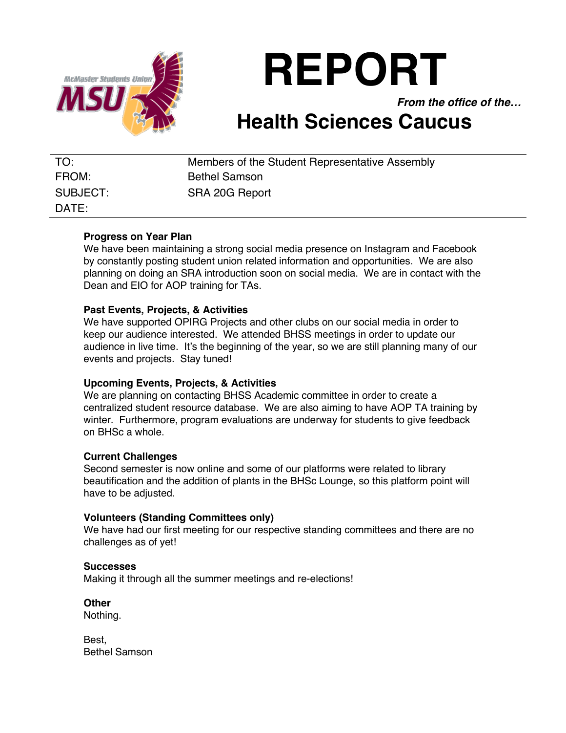# REPORT

***From the office of the…***

## Health Sciences Caucus

| | |
|---|---|
| TO: | Members of the Student Representative Assembly |
| FROM: | Bethel Samson |
| SUBJECT: | SRA 20G Report |
| DATE: | |

**Progress on Year Plan**

We have been maintaining a strong social media presence on Instagram and Facebook by constantly posting student union related information and opportunities. We are also planning on doing an SRA introduction soon on social media. We are in contact with the Dean and EIO for AOP training for TAs.

**Past Events, Projects, & Activities**

We have supported OPIRG Projects and other clubs on our social media in order to keep our audience interested. We attended BHSS meetings in order to update our audience in live time. It's the beginning of the year, so we are still planning many of our events and projects. Stay tuned!

**Upcoming Events, Projects, & Activities**

We are planning on contacting BHSS Academic committee in order to create a centralized student resource database. We are also aiming to have AOP TA training by winter. Furthermore, program evaluations are underway for students to give feedback on BHSc a whole.

**Current Challenges**

Second semester is now online and some of our platforms were related to library beautification and the addition of plants in the BHSc Lounge, so this platform point will have to be adjusted.

**Volunteers (Standing Committees only)**

We have had our first meeting for our respective standing committees and there are no challenges as of yet!

**Successes**

Making it through all the summer meetings and re-elections!

**Other**

Nothing.

Best,
Bethel Samson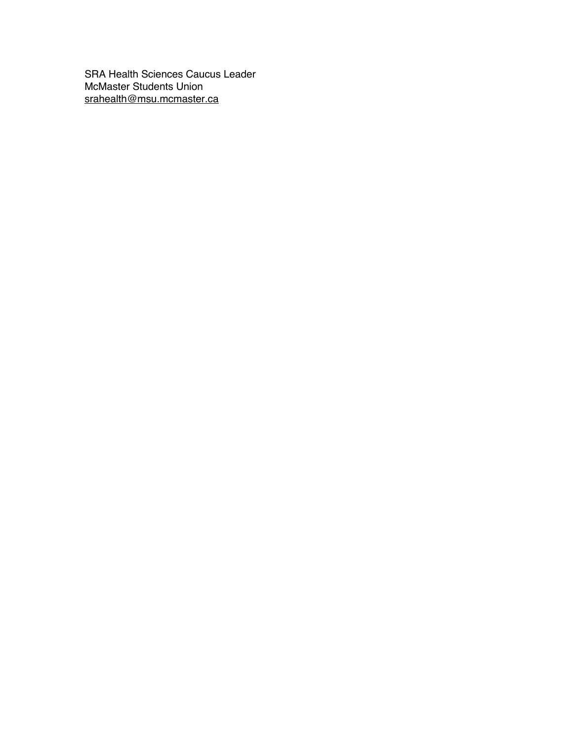SRA Health Sciences Caucus Leader
McMaster Students Union
srahealth@msu.mcmaster.ca